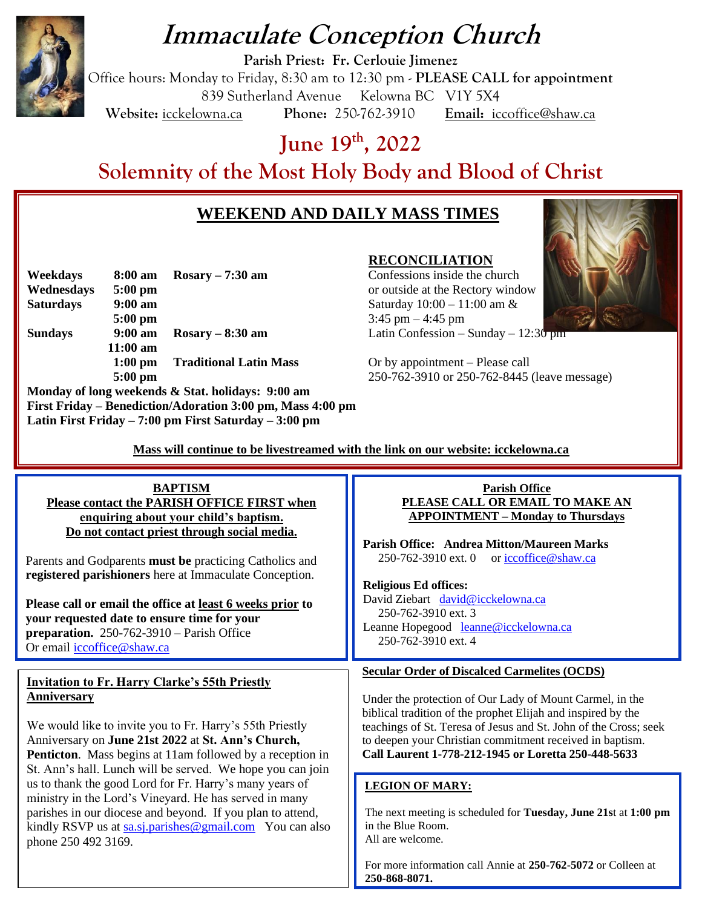# Immaculate Conception Church

**Parish Priest: Fr. Cerlouie Jimenez**

Office hours: Monday to Friday, 8:30 am to 12:30 pm - **PLEASE CALL for appointment**

839 Sutherland Avenue Kelowna BC V1Y 5X4

**Website:** icckelowna.ca **Phone:** 250-762-3910 **Email:** iccoffice@shaw.ca

## June 19th, 2022

## Solemnity of the Most Holy Body and Blood of Christ

### WEEKEND AND DAILY MASS TIMES

| | | |
|---|---|---|
| **Weekdays** | **8:00 am** | **Rosary – 7:30 am** |
| **Wednesdays** | **5:00 pm** | |
| **Saturdays** | **9:00 am** | |
| | **5:00 pm** | |
| **Sundays** | **9:00 am** | **Rosary – 8:30 am** |
| | **11:00 am** | |
| | **1:00 pm** | **Traditional Latin Mass** |
| | **5:00 pm** | |

**Monday of long weekends & Stat. holidays: 9:00 am**
**First Friday – Benediction/Adoration 3:00 pm, Mass 4:00 pm**
**Latin First Friday – 7:00 pm First Saturday – 3:00 pm**

**RECONCILIATION**

Confessions inside the church or outside at the Rectory window
Saturday 10:00 – 11:00 am & 3:45 pm – 4:45 pm
Latin Confession – Sunday – 12:30 pm

Or by appointment – Please call 250-762-3910 or 250-762-8445 (leave message)

**Mass will continue to be livestreamed with the link on our website: icckelowna.ca**

### BAPTISM

**Please contact the PARISH OFFICE FIRST when enquiring about your child's baptism. Do not contact priest through social media.**

Parents and Godparents **must be** practicing Catholics and **registered parishioners** here at Immaculate Conception.

**Please call or email the office at least 6 weeks prior to your requested date to ensure time for your preparation.** 250-762-3910 – Parish Office
Or email iccoffice@shaw.ca

### Parish Office

**PLEASE CALL OR EMAIL TO MAKE AN APPOINTMENT – Monday to Thursdays**

**Parish Office: Andrea Mitton/Maureen Marks**
250-762-3910 ext. 0 or iccoffice@shaw.ca

**Religious Ed offices:**
David Ziebart david@icckelowna.ca
250-762-3910 ext. 3
Leanne Hopegood leanne@icckelowna.ca
250-762-3910 ext. 4

### Invitation to Fr. Harry Clarke's 55th Priestly Anniversary

We would like to invite you to Fr. Harry's 55th Priestly Anniversary on **June 21st 2022** at **St. Ann's Church, Penticton**. Mass begins at 11am followed by a reception in St. Ann's hall. Lunch will be served. We hope you can join us to thank the good Lord for Fr. Harry's many years of ministry in the Lord's Vineyard. He has served in many parishes in our diocese and beyond. If you plan to attend, kindly RSVP us at sa.sj.parishes@gmail.com You can also phone 250 492 3169.

### Secular Order of Discalced Carmelites (OCDS)

Under the protection of Our Lady of Mount Carmel, in the biblical tradition of the prophet Elijah and inspired by the teachings of St. Teresa of Jesus and St. John of the Cross; seek to deepen your Christian commitment received in baptism.
**Call Laurent 1-778-212-1945 or Loretta 250-448-5633**

### LEGION OF MARY:

The next meeting is scheduled for **Tuesday, June 21st** at **1:00 pm** in the Blue Room.
All are welcome.

For more information call Annie at **250-762-5072** or Colleen at **250-868-8071.**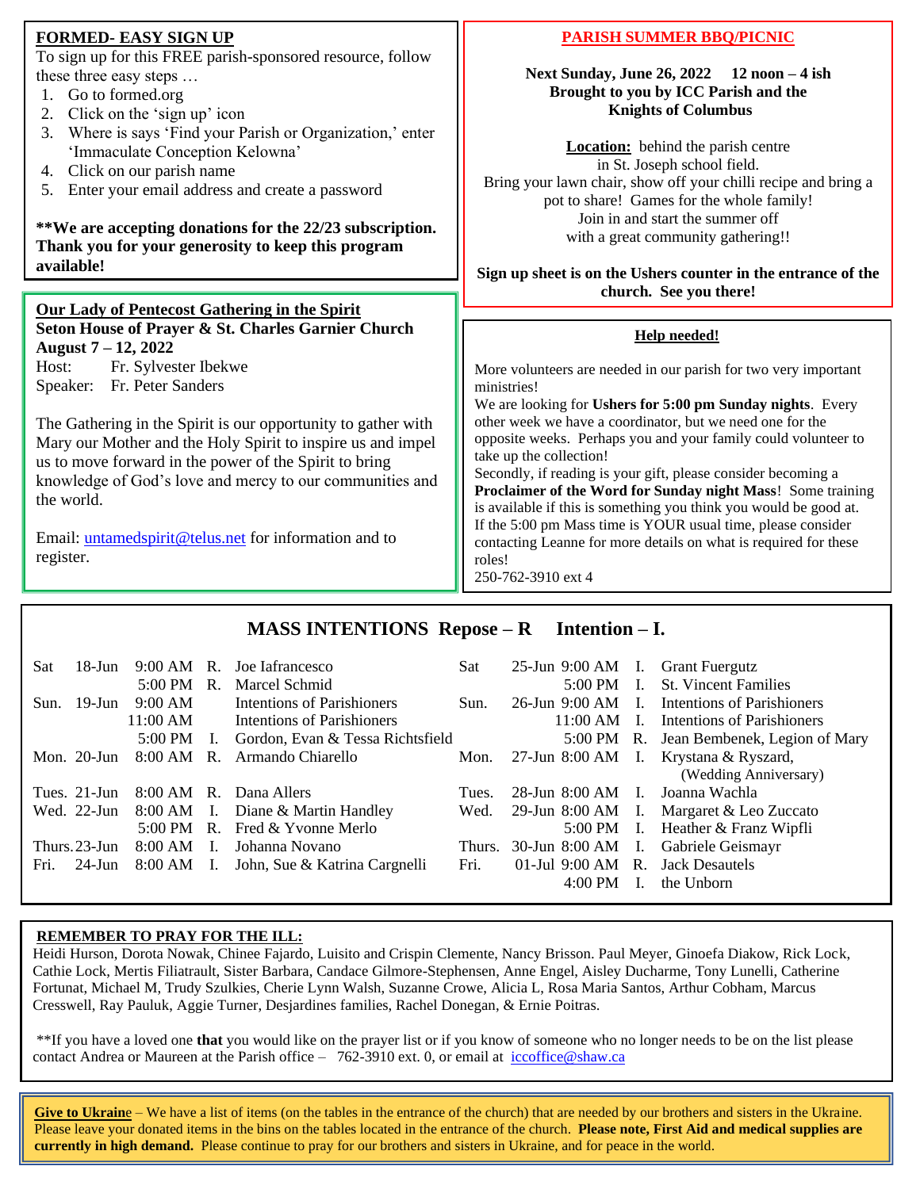## FORMED- EASY SIGN UP

To sign up for this FREE parish-sponsored resource, follow these three easy steps …

1. Go to formed.org
2. Click on the 'sign up' icon
3. Where is says 'Find your Parish or Organization,' enter 'Immaculate Conception Kelowna'
4. Click on our parish name
5. Enter your email address and create a password

**\*\*We are accepting donations for the 22/23 subscription. Thank you for your generosity to keep this program available!**

## Our Lady of Pentecost Gathering in the Spirit

**Seton House of Prayer & St. Charles Garnier Church**
**August 7 – 12, 2022**

Host: Fr. Sylvester Ibekwe
Speaker: Fr. Peter Sanders

The Gathering in the Spirit is our opportunity to gather with Mary our Mother and the Holy Spirit to inspire us and impel us to move forward in the power of the Spirit to bring knowledge of God's love and mercy to our communities and the world.

Email: untamedspirit@telus.net for information and to register.

## PARISH SUMMER BBQ/PICNIC

**Next Sunday, June 26, 2022 12 noon – 4 ish**
**Brought to you by ICC Parish and the Knights of Columbus**

**Location:** behind the parish centre in St. Joseph school field.
Bring your lawn chair, show off your chilli recipe and bring a pot to share! Games for the whole family!
Join in and start the summer off with a great community gathering!!

**Sign up sheet is on the Ushers counter in the entrance of the church. See you there!**

## Help needed!

More volunteers are needed in our parish for two very important ministries!

We are looking for **Ushers for 5:00 pm Sunday nights**. Every other week we have a coordinator, but we need one for the opposite weeks. Perhaps you and your family could volunteer to take up the collection!

Secondly, if reading is your gift, please consider becoming a **Proclaimer of the Word for Sunday night Mass**! Some training is available if this is something you think you would be good at.

If the 5:00 pm Mass time is YOUR usual time, please consider contacting Leanne for more details on what is required for these roles!

250-762-3910 ext 4

## MASS INTENTIONS Repose – R Intention – I.

| Day | Date | Time | | Intention |
|---|---|---|---|---|
| Sat | 18-Jun | 9:00 AM | R. | Joe Iafrancesco |
| | | 5:00 PM | R. | Marcel Schmid |
| Sun. | 19-Jun | 9:00 AM | | Intentions of Parishioners |
| | | 11:00 AM | | Intentions of Parishioners |
| | | 5:00 PM | I. | Gordon, Evan & Tessa Richtsfield |
| Mon. | 20-Jun | 8:00 AM | R. | Armando Chiarello |
| Tues. | 21-Jun | 8:00 AM | R. | Dana Allers |
| Wed. | 22-Jun | 8:00 AM | I. | Diane & Martin Handley |
| | | 5:00 PM | R. | Fred & Yvonne Merlo |
| Thurs. | 23-Jun | 8:00 AM | I. | Johanna Novano |
| Fri. | 24-Jun | 8:00 AM | I. | John, Sue & Katrina Cargnelli |
| Sat | 25-Jun | 9:00 AM | I. | Grant Fuergutz |
| | | 5:00 PM | I. | St. Vincent Families |
| Sun. | 26-Jun | 9:00 AM | I. | Intentions of Parishioners |
| | | 11:00 AM | I. | Intentions of Parishioners |
| | | 5:00 PM | R. | Jean Bembenek, Legion of Mary |
| Mon. | 27-Jun | 8:00 AM | I. | Krystana & Ryszard, (Wedding Anniversary) |
| Tues. | 28-Jun | 8:00 AM | I. | Joanna Wachla |
| Wed. | 29-Jun | 8:00 AM | I. | Margaret & Leo Zuccato |
| | | 5:00 PM | I. | Heather & Franz Wipfli |
| Thurs. | 30-Jun | 8:00 AM | I. | Gabriele Geismayr |
| Fri. | 01-Jul | 9:00 AM | R. | Jack Desautels |
| | | 4:00 PM | I. | the Unborn |

## REMEMBER TO PRAY FOR THE ILL:

Heidi Hurson, Dorota Nowak, Chinee Fajardo, Luisito and Crispin Clemente, Nancy Brisson. Paul Meyer, Ginoefa Diakow, Rick Lock, Cathie Lock, Mertis Filiatrault, Sister Barbara, Candace Gilmore-Stephensen, Anne Engel, Aisley Ducharme, Tony Lunelli, Catherine Fortunat, Michael M, Trudy Szulkies, Cherie Lynn Walsh, Suzanne Crowe, Alicia L, Rosa Maria Santos, Arthur Cobham, Marcus Cresswell, Ray Pauluk, Aggie Turner, Desjardines families, Rachel Donegan, & Ernie Poitras.

\*\*If you have a loved one **that** you would like on the prayer list or if you know of someone who no longer needs to be on the list please contact Andrea or Maureen at the Parish office – 762-3910 ext. 0, or email at iccoffice@shaw.ca

**Give to Ukraine** – We have a list of items (on the tables in the entrance of the church) that are needed by our brothers and sisters in the Ukraine. Please leave your donated items in the bins on the tables located in the entrance of the church. **Please note, First Aid and medical supplies are currently in high demand.** Please continue to pray for our brothers and sisters in Ukraine, and for peace in the world.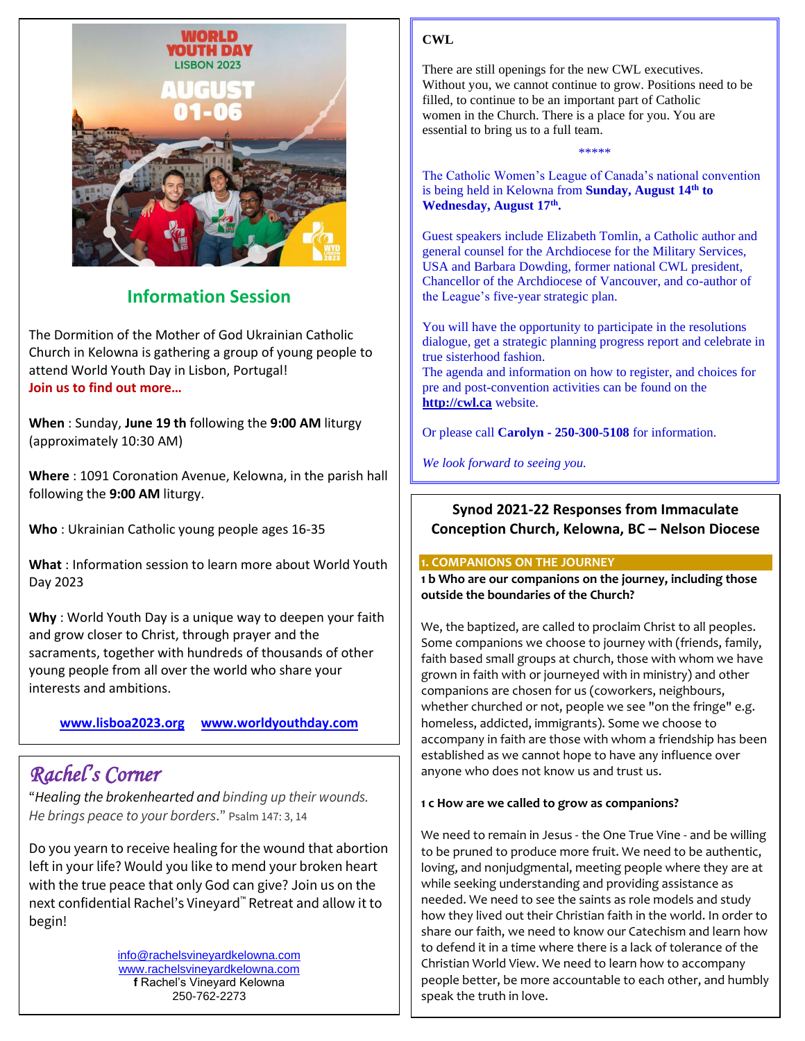## Information Session

The Dormition of the Mother of God Ukrainian Catholic Church in Kelowna is gathering a group of young people to attend World Youth Day in Lisbon, Portugal!
**Join us to find out more…**

**When** : Sunday, **June 19 th** following the **9:00 AM** liturgy (approximately 10:30 AM)

**Where** : 1091 Coronation Avenue, Kelowna, in the parish hall following the **9:00 AM** liturgy.

**Who** : Ukrainian Catholic young people ages 16-35

**What** : Information session to learn more about World Youth Day 2023

**Why** : World Youth Day is a unique way to deepen your faith and grow closer to Christ, through prayer and the sacraments, together with hundreds of thousands of other young people from all over the world who share your interests and ambitions.

www.lisboa2023.org www.worldyouthday.com

## Rachel's Corner

"*Healing the brokenhearted and binding up their wounds. He brings peace to your borders*." Psalm 147: 3, 14

Do you yearn to receive healing for the wound that abortion left in your life? Would you like to mend your broken heart with the true peace that only God can give? Join us on the next confidential Rachel's Vineyard™ Retreat and allow it to begin!

info@rachelsvineyardkelowna.com
www.rachelsvineyardkelowna.com
f Rachel's Vineyard Kelowna
250-762-2273

## CWL

There are still openings for the new CWL executives. Without you, we cannot continue to grow. Positions need to be filled, to continue to be an important part of Catholic women in the Church. There is a place for you. You are essential to bring us to a full team.

*****

The Catholic Women's League of Canada's national convention is being held in Kelowna from **Sunday, August 14th to Wednesday, August 17th.**

Guest speakers include Elizabeth Tomlin, a Catholic author and general counsel for the Archdiocese for the Military Services, USA and Barbara Dowding, former national CWL president, Chancellor of the Archdiocese of Vancouver, and co-author of the League's five-year strategic plan.

You will have the opportunity to participate in the resolutions dialogue, get a strategic planning progress report and celebrate in true sisterhood fashion.
The agenda and information on how to register, and choices for pre and post-convention activities can be found on the **http://cwl.ca** website.

Or please call **Carolyn - 250-300-5108** for information.

*We look forward to seeing you.*

## Synod 2021-22 Responses from Immaculate Conception Church, Kelowna, BC – Nelson Diocese

### 1. COMPANIONS ON THE JOURNEY

**1 b Who are our companions on the journey, including those outside the boundaries of the Church?**

We, the baptized, are called to proclaim Christ to all peoples. Some companions we choose to journey with (friends, family, faith based small groups at church, those with whom we have grown in faith with or journeyed with in ministry) and other companions are chosen for us (coworkers, neighbours, whether churched or not, people we see "on the fringe" e.g. homeless, addicted, immigrants). Some we choose to accompany in faith are those with whom a friendship has been established as we cannot hope to have any influence over anyone who does not know us and trust us.

**1 c How are we called to grow as companions?**

We need to remain in Jesus - the One True Vine - and be willing to be pruned to produce more fruit. We need to be authentic, loving, and nonjudgmental, meeting people where they are at while seeking understanding and providing assistance as needed. We need to see the saints as role models and study how they lived out their Christian faith in the world. In order to share our faith, we need to know our Catechism and learn how to defend it in a time where there is a lack of tolerance of the Christian World View. We need to learn how to accompany people better, be more accountable to each other, and humbly speak the truth in love.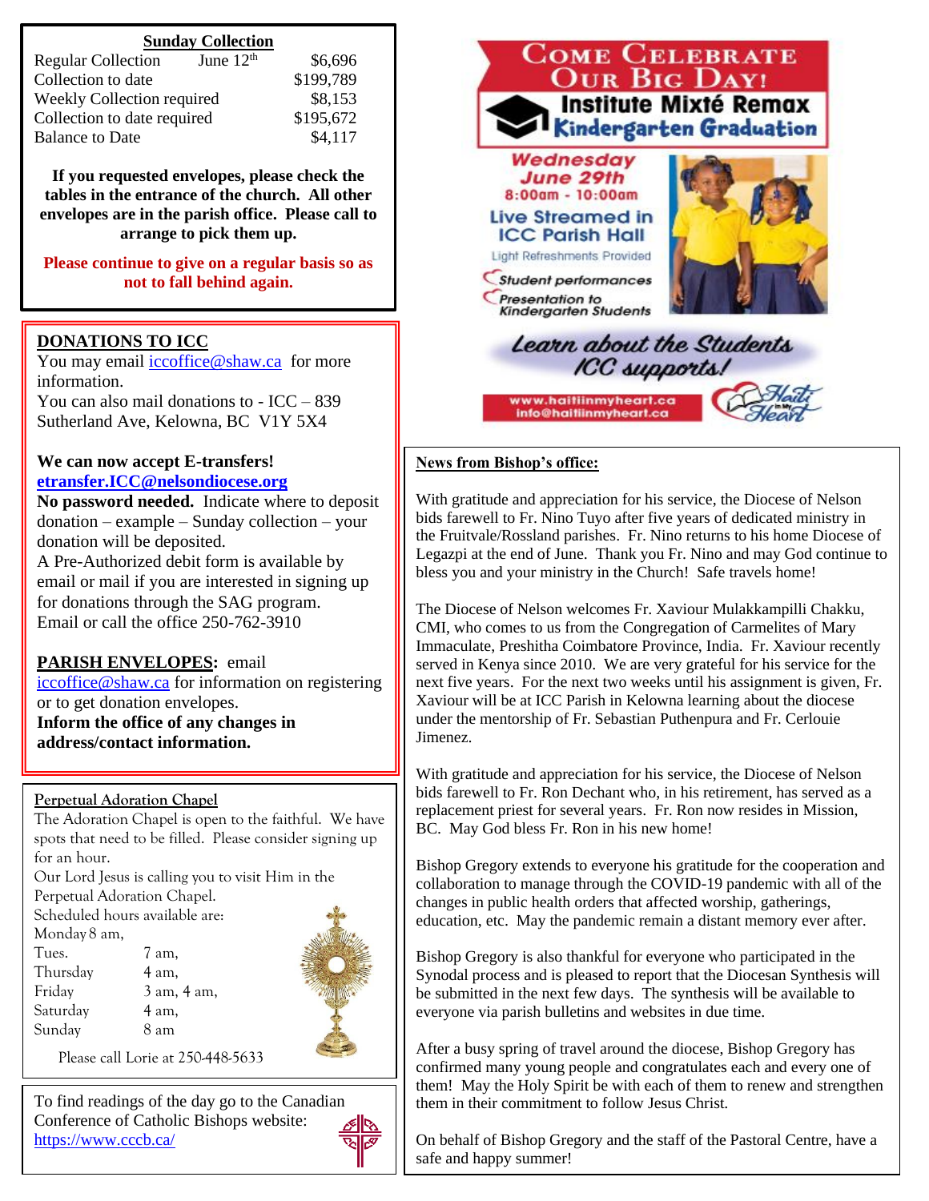## Sunday Collection

| | | |
|---|---|---|
| Regular Collection | June 12th | $6,696 |
| Collection to date | | $199,789 |
| Weekly Collection required | | $8,153 |
| Collection to date required | | $195,672 |
| Balance to Date | | $4,117 |

**If you requested envelopes, please check the tables in the entrance of the church. All other envelopes are in the parish office. Please call to arrange to pick them up.**

**Please continue to give on a regular basis so as not to fall behind again.**

## DONATIONS TO ICC

You may email iccoffice@shaw.ca for more information.
You can also mail donations to - ICC – 839 Sutherland Ave, Kelowna, BC V1Y 5X4

**We can now accept E-transfers!**
**etransfer.ICC@nelsondiocese.org**
**No password needed.** Indicate where to deposit donation – example – Sunday collection – your donation will be deposited.
A Pre-Authorized debit form is available by email or mail if you are interested in signing up for donations through the SAG program.
Email or call the office 250-762-3910

**PARISH ENVELOPES:** email iccoffice@shaw.ca for information on registering or to get donation envelopes.
**Inform the office of any changes in address/contact information.**

## Perpetual Adoration Chapel

The Adoration Chapel is open to the faithful. We have spots that need to be filled. Please consider signing up for an hour.
Our Lord Jesus is calling you to visit Him in the Perpetual Adoration Chapel.
Scheduled hours available are:

| | |
|---|---|
| Monday | 8 am, |
| Tues. | 7 am, |
| Thursday | 4 am, |
| Friday | 3 am, 4 am, |
| Saturday | 4 am, |
| Sunday | 8 am |

Please call Lorie at 250-448-5633

To find readings of the day go to the Canadian Conference of Catholic Bishops website: https://www.cccb.ca/

# Come Celebrate Our Big Day!

## Institute Mixté Remax Kindergarten Graduation

**Wednesday June 29th**
**8:00am - 10:00am**

**Live Streamed in ICC Parish Hall**

Light Refreshments Provided

- Student performances
- Presentation to Kindergarten Students

*Learn about the Students ICC supports!*

www.haitiinmyheart.ca
info@haitiinmyheart.ca

Haiti in My Heart

## News from Bishop's office:

With gratitude and appreciation for his service, the Diocese of Nelson bids farewell to Fr. Nino Tuyo after five years of dedicated ministry in the Fruitvale/Rossland parishes. Fr. Nino returns to his home Diocese of Legazpi at the end of June. Thank you Fr. Nino and may God continue to bless you and your ministry in the Church! Safe travels home!

The Diocese of Nelson welcomes Fr. Xaviour Mulakkampilli Chakku, CMI, who comes to us from the Congregation of Carmelites of Mary Immaculate, Preshitha Coimbatore Province, India. Fr. Xaviour recently served in Kenya since 2010. We are very grateful for his service for the next five years. For the next two weeks until his assignment is given, Fr. Xaviour will be at ICC Parish in Kelowna learning about the diocese under the mentorship of Fr. Sebastian Puthenpura and Fr. Cerlouie Jimenez.

With gratitude and appreciation for his service, the Diocese of Nelson bids farewell to Fr. Ron Dechant who, in his retirement, has served as a replacement priest for several years. Fr. Ron now resides in Mission, BC. May God bless Fr. Ron in his new home!

Bishop Gregory extends to everyone his gratitude for the cooperation and collaboration to manage through the COVID-19 pandemic with all of the changes in public health orders that affected worship, gatherings, education, etc. May the pandemic remain a distant memory ever after.

Bishop Gregory is also thankful for everyone who participated in the Synodal process and is pleased to report that the Diocesan Synthesis will be submitted in the next few days. The synthesis will be available to everyone via parish bulletins and websites in due time.

After a busy spring of travel around the diocese, Bishop Gregory has confirmed many young people and congratulates each and every one of them! May the Holy Spirit be with each of them to renew and strengthen them in their commitment to follow Jesus Christ.

On behalf of Bishop Gregory and the staff of the Pastoral Centre, have a safe and happy summer!